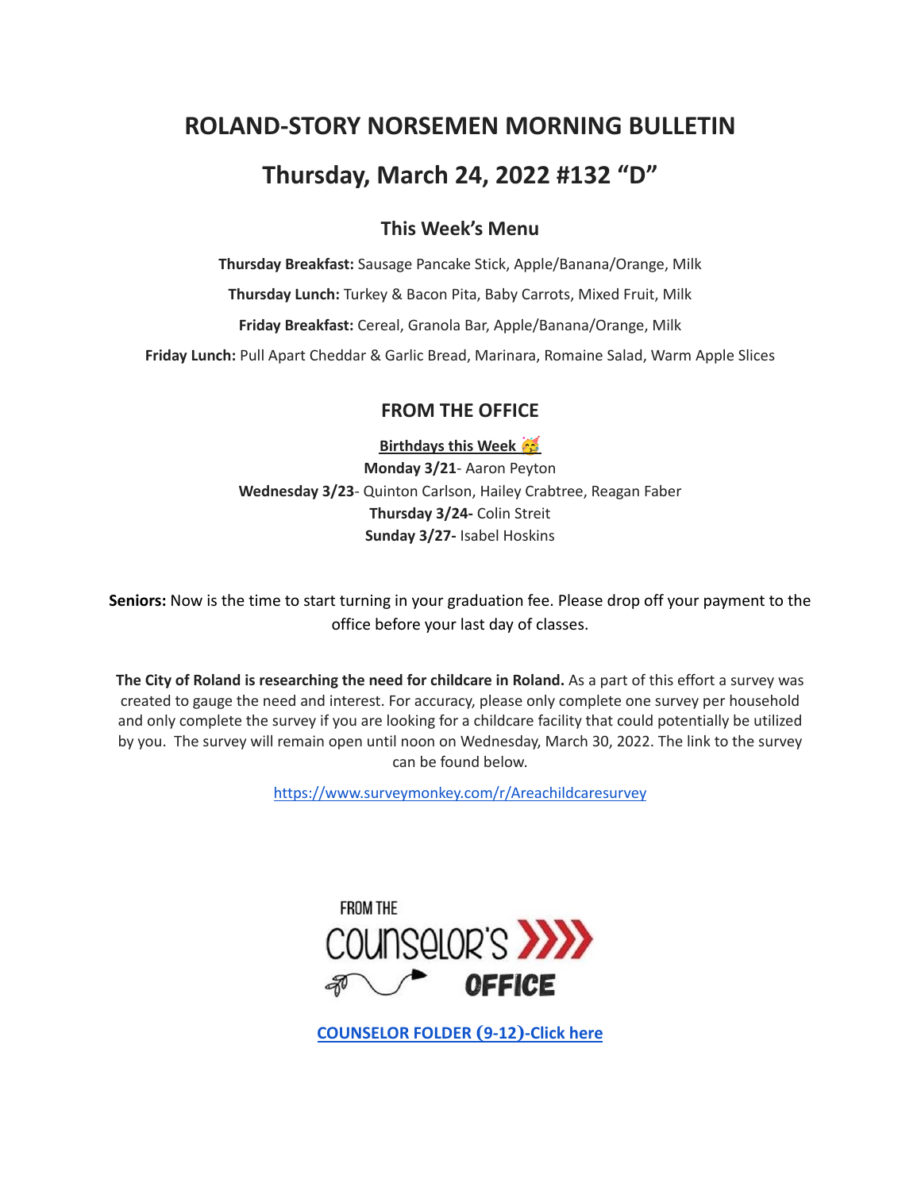# ROLAND-STORY NORSEMEN MORNING BULLETIN

# Thursday, March 24, 2022 #132 “D”

## This Week’s Menu

**Thursday Breakfast:** Sausage Pancake Stick, Apple/Banana/Orange, Milk

**Thursday Lunch:** Turkey & Bacon Pita, Baby Carrots, Mixed Fruit, Milk

**Friday Breakfast:** Cereal, Granola Bar, Apple/Banana/Orange, Milk

**Friday Lunch:** Pull Apart Cheddar & Garlic Bread, Marinara, Romaine Salad, Warm Apple Slices

## FROM THE OFFICE

**Birthdays this Week 🥳**

**Monday 3/21**- Aaron Peyton
**Wednesday 3/23**- Quinton Carlson, Hailey Crabtree, Reagan Faber
**Thursday 3/24-** Colin Streit
**Sunday 3/27-** Isabel Hoskins

**Seniors:** Now is the time to start turning in your graduation fee. Please drop off your payment to the office before your last day of classes.

**The City of Roland is researching the need for childcare in Roland.** As a part of this effort a survey was created to gauge the need and interest. For accuracy, please only complete one survey per household and only complete the survey if you are looking for a childcare facility that could potentially be utilized by you. The survey will remain open until noon on Wednesday, March 30, 2022. The link to the survey can be found below.

https://www.surveymonkey.com/r/Areachildcaresurvey

FROM THE COUNSELOR'S OFFICE

**COUNSELOR FOLDER (9-12)-Click here**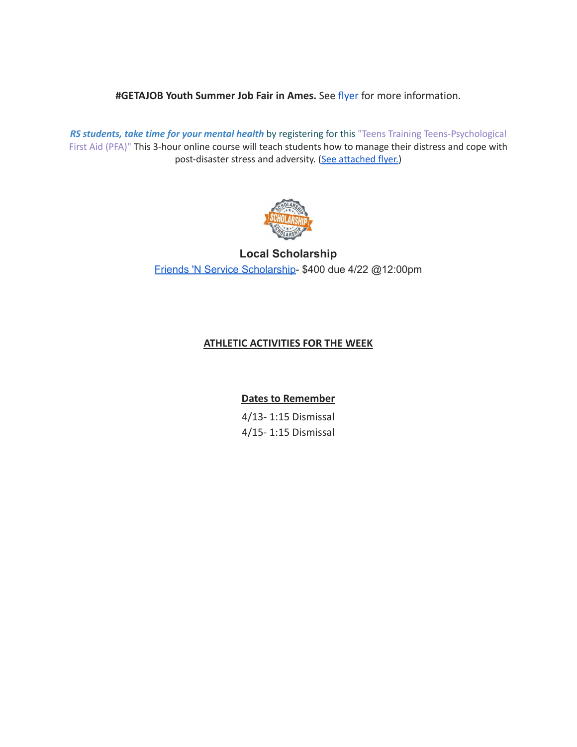**#GETAJOB Youth Summer Job Fair in Ames.** See flyer for more information.

***RS students, take time for your mental health*** by registering for this "Teens Training Teens-Psychological First Aid (PFA)" This 3-hour online course will teach students how to manage their distress and cope with post-disaster stress and adversity. (See attached flyer.)

**Local Scholarship**

Friends 'N Service Scholarship- $400 due 4/22 @12:00pm

**ATHLETIC ACTIVITIES FOR THE WEEK**

**Dates to Remember**

4/13- 1:15 Dismissal

4/15- 1:15 Dismissal